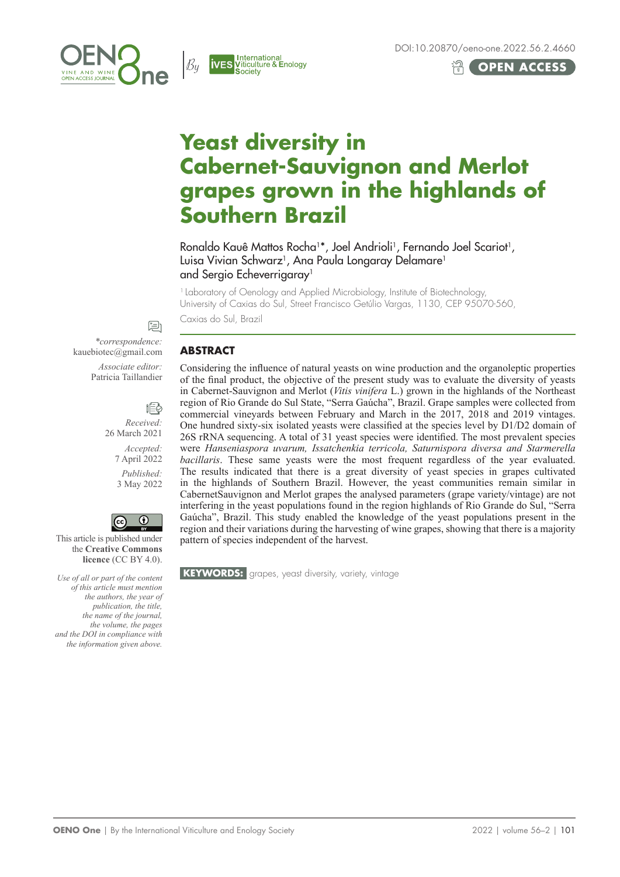# Yeast diversity in Cabernet-Sauvignon and Merlot grapes grown in the highlands of Southern Brazil

Ronaldo Kauê Mattos Rocha[1]*, Joel Andrioli[1], Fernando Joel Scariot[1], Luisa Vivian Schwarz[1], Ana Paula Longaray Delamare[1] and Sergio Echeverrigaray[1]

[1] Laboratory of Oenology and Applied Microbiology, Institute of Biotechnology, University of Caxias do Sul, Street Francisco Getúlio Vargas, 1130, CEP 95070-560, Caxias do Sul, Brazil

*correspondence: kauebiotec@gmail.com

*Associate editor:* Patricia Taillandier

*Received:* 26 March 2021

*Accepted:* 7 April 2022

*Published:* 3 May 2022

This article is published under the **Creative Commons licence** (CC BY 4.0).

*Use of all or part of the content of this article must mention the authors, the year of publication, the title, the name of the journal, the volume, the pages and the DOI in compliance with the information given above.*

## ABSTRACT

Considering the influence of natural yeasts on wine production and the organoleptic properties of the final product, the objective of the present study was to evaluate the diversity of yeasts in Cabernet-Sauvignon and Merlot (*Vitis vinifera* L.) grown in the highlands of the Northeast region of Rio Grande do Sul State, "Serra Gaúcha", Brazil. Grape samples were collected from commercial vineyards between February and March in the 2017, 2018 and 2019 vintages. One hundred sixty-six isolated yeasts were classified at the species level by D1/D2 domain of 26S rRNA sequencing. A total of 31 yeast species were identified. The most prevalent species were *Hanseniaspora uvarum, Issatchenkia terricola, Saturnispora diversa and Starmerella bacillaris*. These same yeasts were the most frequent regardless of the year evaluated. The results indicated that there is a great diversity of yeast species in grapes cultivated in the highlands of Southern Brazil. However, the yeast communities remain similar in CabernetSauvignon and Merlot grapes the analysed parameters (grape variety/vintage) are not interfering in the yeast populations found in the region highlands of Rio Grande do Sul, "Serra Gaúcha", Brazil. This study enabled the knowledge of the yeast populations present in the region and their variations during the harvesting of wine grapes, showing that there is a majority pattern of species independent of the harvest.

**KEYWORDS:** grapes, yeast diversity, variety, vintage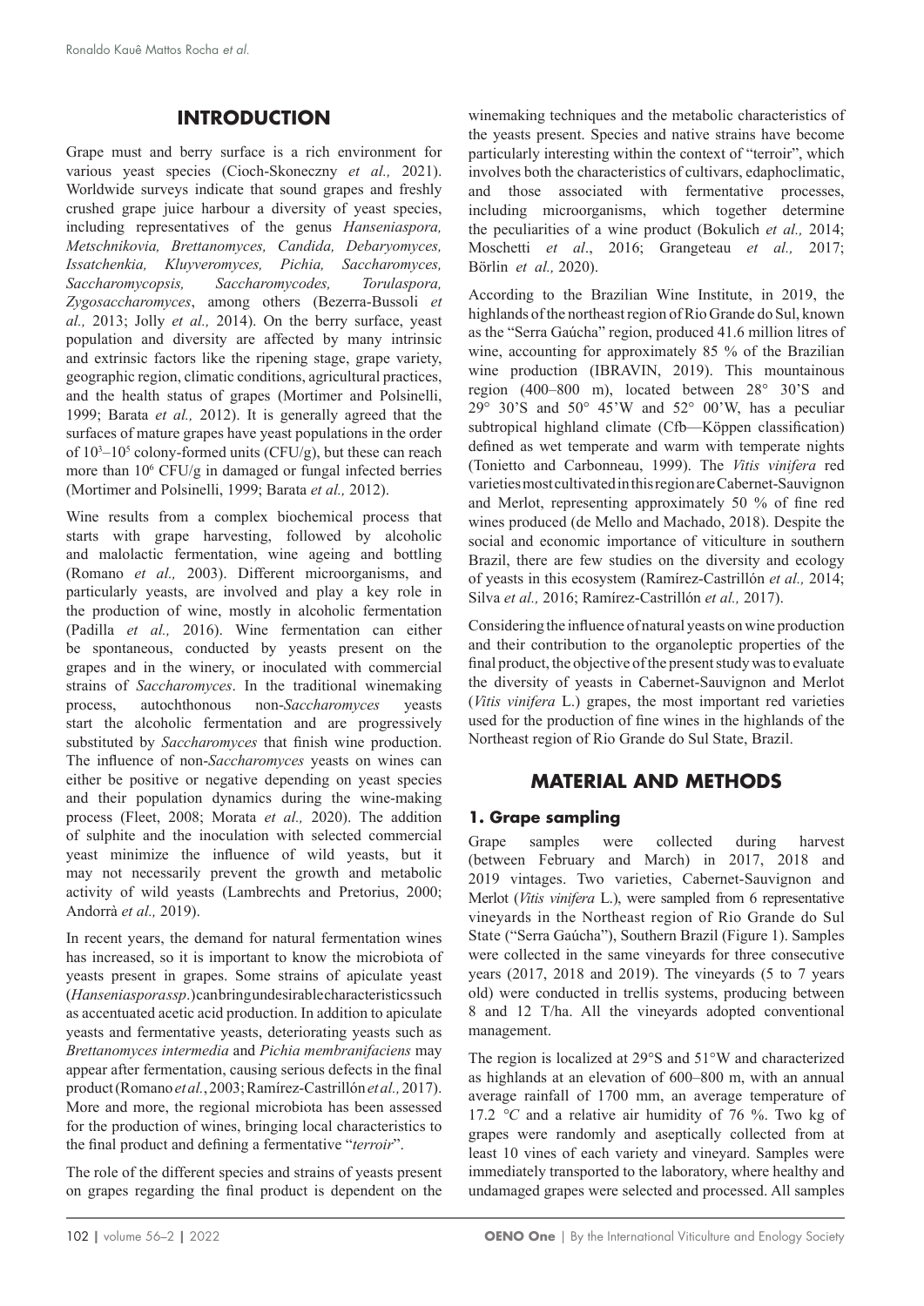## INTRODUCTION

Grape must and berry surface is a rich environment for various yeast species (Cioch-Skoneczny *et al.,* 2021). Worldwide surveys indicate that sound grapes and freshly crushed grape juice harbour a diversity of yeast species, including representatives of the genus *Hanseniaspora, Metschnikovia, Brettanomyces, Candida, Debaryomyces, Issatchenkia, Kluyveromyces, Pichia, Saccharomyces, Saccharomycopsis, Saccharomycodes, Torulaspora, Zygosaccharomyces*, among others (Bezerra-Bussoli *et al.,* 2013; Jolly *et al.,* 2014). On the berry surface, yeast population and diversity are affected by many intrinsic and extrinsic factors like the ripening stage, grape variety, geographic region, climatic conditions, agricultural practices, and the health status of grapes (Mortimer and Polsinelli, 1999; Barata *et al.,* 2012). It is generally agreed that the surfaces of mature grapes have yeast populations in the order of $10^3$–$10^5$ colony-formed units (CFU/g), but these can reach more than $10^6$ CFU/g in damaged or fungal infected berries (Mortimer and Polsinelli, 1999; Barata *et al.,* 2012).

Wine results from a complex biochemical process that starts with grape harvesting, followed by alcoholic and malolactic fermentation, wine ageing and bottling (Romano *et al.,* 2003). Different microorganisms, and particularly yeasts, are involved and play a key role in the production of wine, mostly in alcoholic fermentation (Padilla *et al.,* 2016). Wine fermentation can either be spontaneous, conducted by yeasts present on the grapes and in the winery, or inoculated with commercial strains of *Saccharomyces*. In the traditional winemaking process, autochthonous non-*Saccharomyces* yeasts start the alcoholic fermentation and are progressively substituted by *Saccharomyces* that finish wine production. The influence of non-*Saccharomyces* yeasts on wines can either be positive or negative depending on yeast species and their population dynamics during the wine-making process (Fleet, 2008; Morata *et al.,* 2020). The addition of sulphite and the inoculation with selected commercial yeast minimize the influence of wild yeasts, but it may not necessarily prevent the growth and metabolic activity of wild yeasts (Lambrechts and Pretorius, 2000; Andorrà *et al.,* 2019).

In recent years, the demand for natural fermentation wines has increased, so it is important to know the microbiota of yeasts present in grapes. Some strains of apiculate yeast (*Hanseniasporassp.*) can bring undesirable characteristics such as accentuated acetic acid production. In addition to apiculate yeasts and fermentative yeasts, deteriorating yeasts such as *Brettanomyces intermedia* and *Pichia membranifaciens* may appear after fermentation, causing serious defects in the final product (Romano *et al.,* 2003; Ramírez-Castrillón *et al.,* 2017). More and more, the regional microbiota has been assessed for the production of wines, bringing local characteristics to the final product and defining a fermentative "*terroir*".

The role of the different species and strains of yeasts present on grapes regarding the final product is dependent on the winemaking techniques and the metabolic characteristics of the yeasts present. Species and native strains have become particularly interesting within the context of "terroir", which involves both the characteristics of cultivars, edaphoclimatic, and those associated with fermentative processes, including microorganisms, which together determine the peculiarities of a wine product (Bokulich *et al.,* 2014; Moschetti *et al*., 2016; Grangeteau *et al.,* 2017; Börlin *et al.,* 2020).

According to the Brazilian Wine Institute, in 2019, the highlands of the northeast region of Rio Grande do Sul, known as the "Serra Gaúcha" region, produced 41.6 million litres of wine, accounting for approximately 85 % of the Brazilian wine production (IBRAVIN, 2019). This mountainous region (400–800 m), located between 28° 30'S and 29° 30'S and 50° 45'W and 52° 00'W, has a peculiar subtropical highland climate (Cfb—Köppen classification) defined as wet temperate and warm with temperate nights (Tonietto and Carbonneau, 1999). The *Vitis vinifera* red varieties most cultivated in this region are Cabernet-Sauvignon and Merlot, representing approximately 50 % of fine red wines produced (de Mello and Machado, 2018). Despite the social and economic importance of viticulture in southern Brazil, there are few studies on the diversity and ecology of yeasts in this ecosystem (Ramírez-Castrillón *et al.,* 2014; Silva *et al.,* 2016; Ramírez-Castrillón *et al.,* 2017).

Considering the influence of natural yeasts on wine production and their contribution to the organoleptic properties of the final product, the objective of the present study was to evaluate the diversity of yeasts in Cabernet-Sauvignon and Merlot (*Vitis vinifera* L.) grapes, the most important red varieties used for the production of fine wines in the highlands of the Northeast region of Rio Grande do Sul State, Brazil.

## MATERIAL AND METHODS

### 1. Grape sampling

Grape samples were collected during harvest (between February and March) in 2017, 2018 and 2019 vintages. Two varieties, Cabernet-Sauvignon and Merlot (*Vitis vinifera* L.), were sampled from 6 representative vineyards in the Northeast region of Rio Grande do Sul State ("Serra Gaúcha"), Southern Brazil (Figure 1). Samples were collected in the same vineyards for three consecutive years (2017, 2018 and 2019). The vineyards (5 to 7 years old) were conducted in trellis systems, producing between 8 and 12 T/ha. All the vineyards adopted conventional management.

The region is localized at 29°S and 51°W and characterized as highlands at an elevation of 600–800 m, with an annual average rainfall of 1700 mm, an average temperature of 17.2 °*C* and a relative air humidity of 76 %. Two kg of grapes were randomly and aseptically collected from at least 10 vines of each variety and vineyard. Samples were immediately transported to the laboratory, where healthy and undamaged grapes were selected and processed. All samples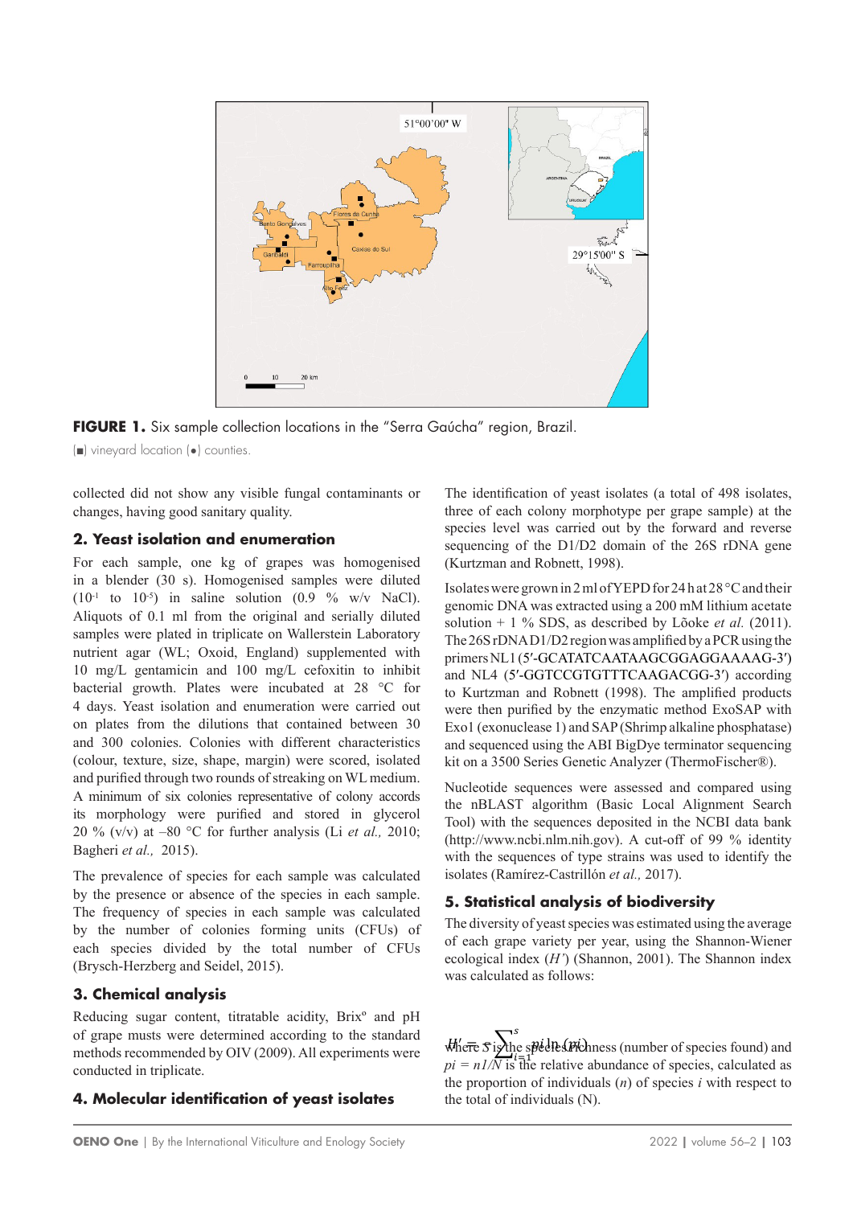**FIGURE 1.** Six sample collection locations in the "Serra Gaúcha" region, Brazil.

(■) vineyard location (●) counties.

collected did not show any visible fungal contaminants or changes, having good sanitary quality.

## 2. Yeast isolation and enumeration

For each sample, one kg of grapes was homogenised in a blender (30 s). Homogenised samples were diluted ($10^{-1}$ to $10^{-5}$) in saline solution (0.9 % w/v NaCl). Aliquots of 0.1 ml from the original and serially diluted samples were plated in triplicate on Wallerstein Laboratory nutrient agar (WL; Oxoid, England) supplemented with 10 mg/L gentamicin and 100 mg/L cefoxitin to inhibit bacterial growth. Plates were incubated at 28 °C for 4 days. Yeast isolation and enumeration were carried out on plates from the dilutions that contained between 30 and 300 colonies. Colonies with different characteristics (colour, texture, size, shape, margin) were scored, isolated and purified through two rounds of streaking on WL medium. A minimum of six colonies representative of colony accords its morphology were purified and stored in glycerol 20 % (v/v) at –80 °C for further analysis (Li *et al.,* 2010; Bagheri *et al.,* 2015).

The prevalence of species for each sample was calculated by the presence or absence of the species in each sample. The frequency of species in each sample was calculated by the number of colonies forming units (CFUs) of each species divided by the total number of CFUs (Brysch-Herzberg and Seidel, 2015).

## 3. Chemical analysis

Reducing sugar content, titratable acidity, Brixº and pH of grape musts were determined according to the standard methods recommended by OIV (2009). All experiments were conducted in triplicate.

## 4. Molecular identification of yeast isolates

The identification of yeast isolates (a total of 498 isolates, three of each colony morphotype per grape sample) at the species level was carried out by the forward and reverse sequencing of the D1/D2 domain of the 26S rDNA gene (Kurtzman and Robnett, 1998).

Isolates were grown in 2 ml of YEPD for 24 h at 28 °C and their genomic DNA was extracted using a 200 mM lithium acetate solution + 1 % SDS, as described by Lõoke *et al.* (2011). The 26S rDNA D1/D2 region was amplified by a PCR using the primers NL1 (5′-GCATATCAATAAGCGGAGGAAAAG-3′) and NL4 (5′-GGTCCGTGTTTCAAGACGG-3′) according to Kurtzman and Robnett (1998). The amplified products were then purified by the enzymatic method ExoSAP with Exo1 (exonuclease 1) and SAP (Shrimp alkaline phosphatase) and sequenced using the ABI BigDye terminator sequencing kit on a 3500 Series Genetic Analyzer (ThermoFischer®).

Nucleotide sequences were assessed and compared using the nBLAST algorithm (Basic Local Alignment Search Tool) with the sequences deposited in the NCBI data bank (http://www.ncbi.nlm.nih.gov). A cut-off of 99 % identity with the sequences of type strains was used to identify the isolates (Ramírez-Castrillón *et al.,* 2017).

## 5. Statistical analysis of biodiversity

The diversity of yeast species was estimated using the average of each grape variety per year, using the Shannon-Wiener ecological index ($H'$) (Shannon, 2001). The Shannon index was calculated as follows:

$$H' = -\sum_{i=1}^{s} pi \ln(pi)$$

where $S$ is the species richness (number of species found) and $pi = n1/N$ is the relative abundance of species, calculated as the proportion of individuals ($n$) of species $i$ with respect to the total of individuals (N).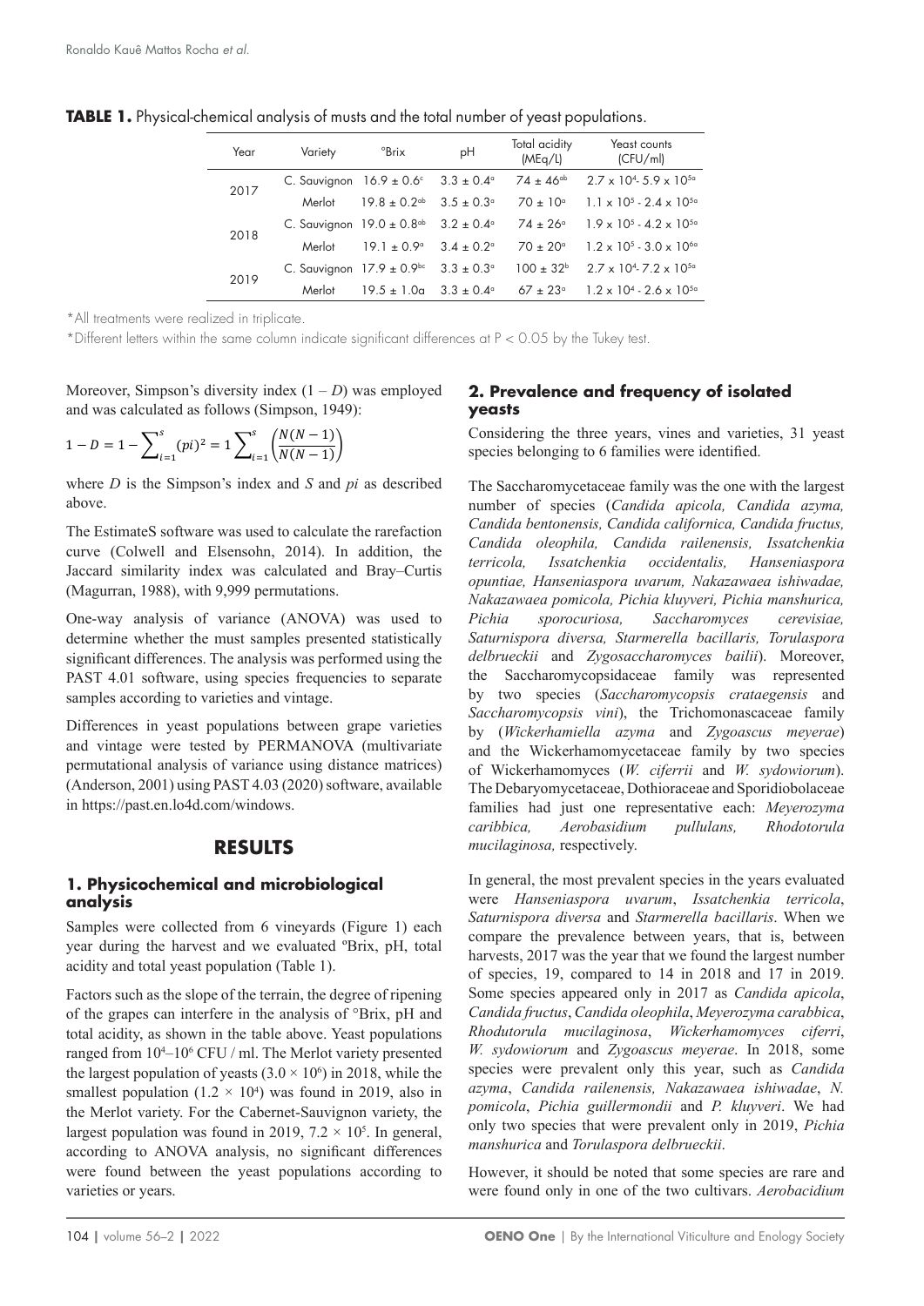**TABLE 1.** Physical-chemical analysis of musts and the total number of yeast populations.

| Year | Variety | °Brix | pH | Total acidity (MEq/L) | Yeast counts (CFU/ml) |
|---|---|---|---|---|---|
| 2017 | C. Sauvignon | $16.9 \pm 0.6^{c}$ | $3.3 \pm 0.4^{a}$ | $74 \pm 46^{ab}$ | $2.7 \times 10^{4}$- $5.9 \times 10^{5a}$ |
| | Merlot | $19.8 \pm 0.2^{ab}$ | $3.5 \pm 0.3^{a}$ | $70 \pm 10^{a}$ | $1.1 \times 10^{5}$ - $2.4 \times 10^{5a}$ |
| 2018 | C. Sauvignon | $19.0 \pm 0.8^{ab}$ | $3.2 \pm 0.4^{a}$ | $74 \pm 26^{a}$ | $1.9 \times 10^{5}$ - $4.2 \times 10^{5a}$ |
| | Merlot | $19.1 \pm 0.9^{a}$ | $3.4 \pm 0.2^{a}$ | $70 \pm 20^{a}$ | $1.2 \times 10^{5}$ - $3.0 \times 10^{6a}$ |
| 2019 | C. Sauvignon | $17.9 \pm 0.9^{bc}$ | $3.3 \pm 0.3^{a}$ | $100 \pm 32^{b}$ | $2.7 \times 10^{4}$- $7.2 \times 10^{5a}$ |
| | Merlot | $19.5 \pm 1.0a$ | $3.3 \pm 0.4^{a}$ | $67 \pm 23^{a}$ | $1.2 \times 10^{4}$ - $2.6 \times 10^{5a}$ |

*All treatments were realized in triplicate.

*Different letters within the same column indicate significant differences at P < 0.05 by the Tukey test.

Moreover, Simpson's diversity index ($1 - D$) was employed and was calculated as follows (Simpson, 1949):

$$1 - D = 1 - \sum_{i=1}^{s} (pi)^2 = 1 \sum_{i=1}^{s} \left( \frac{N(N-1)}{N(N-1)} \right)$$

where $D$ is the Simpson's index and $S$ and $pi$ as described above.

The EstimateS software was used to calculate the rarefaction curve (Colwell and Elsensohn, 2014). In addition, the Jaccard similarity index was calculated and Bray–Curtis (Magurran, 1988), with 9,999 permutations.

One-way analysis of variance (ANOVA) was used to determine whether the must samples presented statistically significant differences. The analysis was performed using the PAST 4.01 software, using species frequencies to separate samples according to varieties and vintage.

Differences in yeast populations between grape varieties and vintage were tested by PERMANOVA (multivariate permutational analysis of variance using distance matrices) (Anderson, 2001) using PAST 4.03 (2020) software, available in https://past.en.lo4d.com/windows.

# RESULTS

## 1. Physicochemical and microbiological analysis

Samples were collected from 6 vineyards (Figure 1) each year during the harvest and we evaluated ºBrix, pH, total acidity and total yeast population (Table 1).

Factors such as the slope of the terrain, the degree of ripening of the grapes can interfere in the analysis of °Brix, pH and total acidity, as shown in the table above. Yeast populations ranged from $10^4$–$10^6$ CFU / ml. The Merlot variety presented the largest population of yeasts ($3.0 \times 10^6$) in 2018, while the smallest population ($1.2 \times 10^4$) was found in 2019, also in the Merlot variety. For the Cabernet-Sauvignon variety, the largest population was found in 2019, $7.2 \times 10^5$. In general, according to ANOVA analysis, no significant differences were found between the yeast populations according to varieties or years.

## 2. Prevalence and frequency of isolated yeasts

Considering the three years, vines and varieties, 31 yeast species belonging to 6 families were identified.

The Saccharomycetaceae family was the one with the largest number of species (*Candida apicola, Candida azyma, Candida bentonensis, Candida californica, Candida fructus, Candida oleophila, Candida railenensis, Issatchenkia terricola, Issatchenkia occidentalis, Hanseniaspora opuntiae, Hanseniaspora uvarum, Nakazawaea ishiwadae, Nakazawaea pomicola, Pichia kluyveri, Pichia manshurica, Pichia sporocuriosa, Saccharomyces cerevisiae, Saturnispora diversa, Starmerella bacillaris, Torulaspora delbrueckii* and *Zygosaccharomyces bailii*). Moreover, the Saccharomycopsidaceae family was represented by two species (*Saccharomycopsis crataegensis* and *Saccharomycopsis vini*), the Trichomonascaceae family by (*Wickerhamiella azyma* and *Zygoascus meyerae*) and the Wickerhamomycetaceae family by two species of Wickerhamomyces (*W. ciferrii* and *W. sydowiorum*). The Debaryomycetaceae, Dothioraceae and Sporidiobolaceae families had just one representative each: *Meyerozyma caribbica, Aerobasidium pullulans, Rhodotorula mucilaginosa,* respectively.

In general, the most prevalent species in the years evaluated were *Hanseniaspora uvarum*, *Issatchenkia terricola*, *Saturnispora diversa* and *Starmerella bacillaris*. When we compare the prevalence between years, that is, between harvests, 2017 was the year that we found the largest number of species, 19, compared to 14 in 2018 and 17 in 2019. Some species appeared only in 2017 as *Candida apicola*, *Candida fructus*, *Candida oleophila*, *Meyerozyma carabbica*, *Rhodutorula mucilaginosa*, *Wickerhamomyces ciferri*, *W. sydowiorum* and *Zygoascus meyerae*. In 2018, some species were prevalent only this year, such as *Candida azyma*, *Candida railenensis, Nakazawaea ishiwadae*, *N. pomicola*, *Pichia guillermondii* and *P. kluyveri*. We had only two species that were prevalent only in 2019, *Pichia manshurica* and *Torulaspora delbrueckii*.

However, it should be noted that some species are rare and were found only in one of the two cultivars. *Aerobacidium*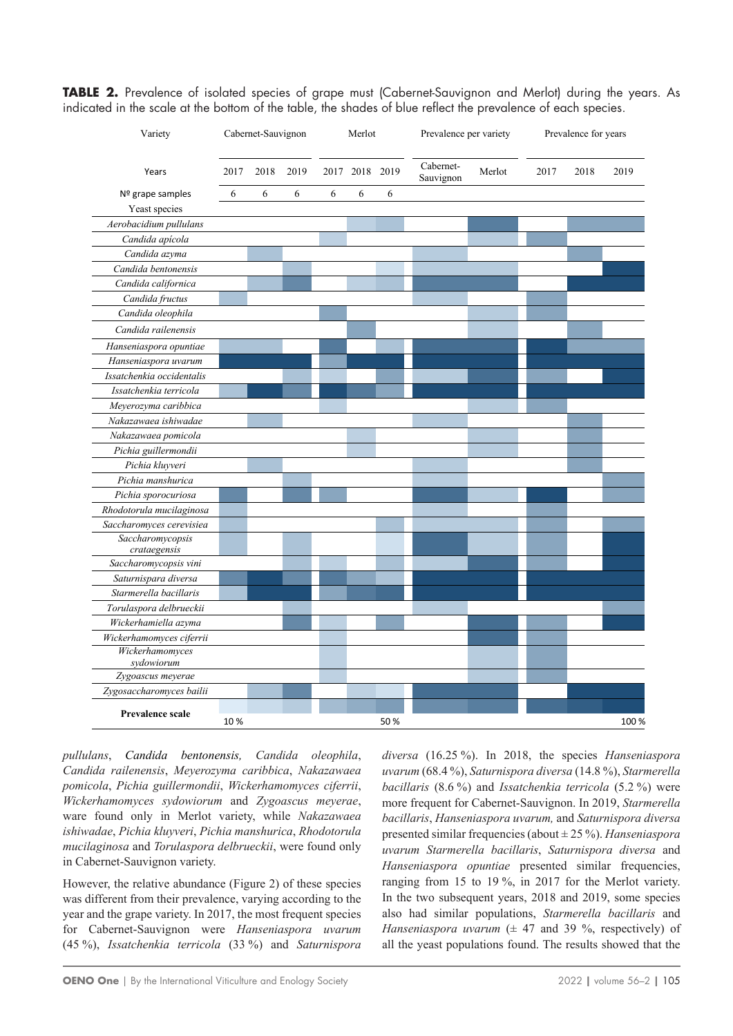**TABLE 2.** Prevalence of isolated species of grape must (Cabernet-Sauvignon and Merlot) during the years. As indicated in the scale at the bottom of the table, the shades of blue reflect the prevalence of each species.

| Variety | Cabernet-Sauvignon | | | Merlot | | | Prevalence per variety | | Prevalence for years | | |
|---|---|---|---|---|---|---|---|---|---|---|---|
| Years | 2017 | 2018 | 2019 | 2017 | 2018 | 2019 | Cabernet-Sauvignon | Merlot | 2017 | 2018 | 2019 |
| Nº grape samples | 6 | 6 | 6 | 6 | 6 | 6 | | | | | |
| Yeast species | | | | | | | | | | | |
| *Aerobacidium pullulans* | | | | | | | | | | | |
| *Candida apícola* | | | | | | | | | | | |
| *Candida azyma* | | | | | | | | | | | |
| *Candida bentonensis* | | | | | | | | | | | |
| *Candida californica* | | | | | | | | | | | |
| *Candida fructus* | | | | | | | | | | | |
| *Candida oleophila* | | | | | | | | | | | |
| *Candida railenensis* | | | | | | | | | | | |
| *Hanseniaspora opuntiae* | | | | | | | | | | | |
| *Hanseniaspora uvarum* | | | | | | | | | | | |
| *Issatchenkia occidentalis* | | | | | | | | | | | |
| *Issatchenkia terricola* | | | | | | | | | | | |
| *Meyerozyma caribbica* | | | | | | | | | | | |
| *Nakazawaea ishiwadae* | | | | | | | | | | | |
| *Nakazawaea pomicola* | | | | | | | | | | | |
| *Pichia guillermondii* | | | | | | | | | | | |
| *Pichia kluyveri* | | | | | | | | | | | |
| *Pichia manshurica* | | | | | | | | | | | |
| *Pichia sporocuriosa* | | | | | | | | | | | |
| *Rhodotorula mucilaginosa* | | | | | | | | | | | |
| *Saccharomyces cerevisiea* | | | | | | | | | | | |
| *Saccharomycopsis crataegensis* | | | | | | | | | | | |
| *Saccharomycopsis vini* | | | | | | | | | | | |
| *Saturnispara diversa* | | | | | | | | | | | |
| *Starmerella bacillaris* | | | | | | | | | | | |
| *Torulaspora delbrueckii* | | | | | | | | | | | |
| *Wickerhamiella azyma* | | | | | | | | | | | |
| *Wickerhamomyces ciferrii* | | | | | | | | | | | |
| *Wickerhamomyces sydowiorum* | | | | | | | | | | | |
| *Zygoascus meyerae* | | | | | | | | | | | |
| *Zygosaccharomyces bailii* | | | | | | | | | | | |
| **Prevalence scale** | 10 % | | | | | 50 % | | | | | 100 % |

*pullulans*, *Candida bentonensis, Candida oleophila*, *Candida railenensis*, *Meyerozyma caribbica*, *Nakazawaea pomicola*, *Pichia guillermondii*, *Wickerhamomyces ciferrii*, *Wickerhamomyces sydowiorum* and *Zygoascus meyerae*, ware found only in Merlot variety, while *Nakazawaea ishiwadae*, *Pichia kluyveri*, *Pichia manshurica*, *Rhodotorula mucilaginosa* and *Torulaspora delbrueckii*, were found only in Cabernet-Sauvignon variety.

However, the relative abundance (Figure 2) of these species was different from their prevalence, varying according to the year and the grape variety. In 2017, the most frequent species for Cabernet-Sauvignon were *Hanseniaspora uvarum* (45 %), *Issatchenkia terricola* (33 %) and *Saturnispora diversa* (16.25 %). In 2018, the species *Hanseniaspora uvarum* (68.4 %), *Saturnispora diversa* (14.8 %), *Starmerella bacillaris* (8.6 %) and *Issatchenkia terricola* (5.2 %) were more frequent for Cabernet-Sauvignon. In 2019, *Starmerella bacillaris*, *Hanseniaspora uvarum,* and *Saturnispora diversa* presented similar frequencies (about ± 25 %). *Hanseniaspora uvarum Starmerella bacillaris*, *Saturnispora diversa* and *Hanseniaspora opuntiae* presented similar frequencies, ranging from 15 to 19 %, in 2017 for the Merlot variety. In the two subsequent years, 2018 and 2019, some species also had similar populations, *Starmerella bacillaris* and *Hanseniaspora uvarum* (± 47 and 39 %, respectively) of all the yeast populations found. The results showed that the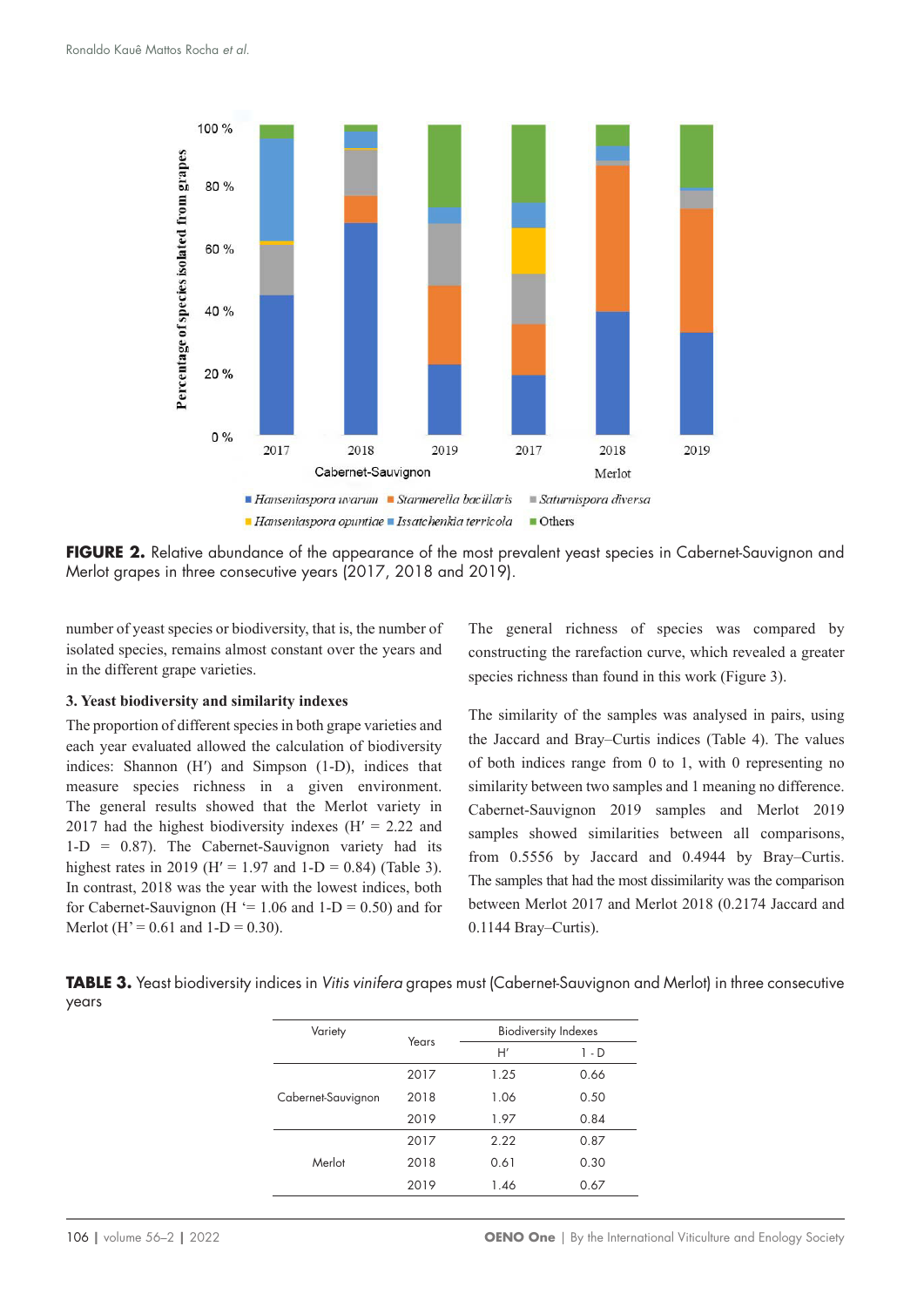**FIGURE 2.** Relative abundance of the appearance of the most prevalent yeast species in Cabernet-Sauvignon and Merlot grapes in three consecutive years (2017, 2018 and 2019).

number of yeast species or biodiversity, that is, the number of isolated species, remains almost constant over the years and in the different grape varieties.

### 3. Yeast biodiversity and similarity indexes

The proportion of different species in both grape varieties and each year evaluated allowed the calculation of biodiversity indices: Shannon (H′) and Simpson (1-D), indices that measure species richness in a given environment. The general results showed that the Merlot variety in 2017 had the highest biodiversity indexes (H′ = 2.22 and 1-D = 0.87). The Cabernet-Sauvignon variety had its highest rates in 2019 (H′ = 1.97 and 1-D = 0.84) (Table 3). In contrast, 2018 was the year with the lowest indices, both for Cabernet-Sauvignon (H '= 1.06 and 1-D = 0.50) and for Merlot (H' = 0.61 and 1-D = 0.30).

The general richness of species was compared by constructing the rarefaction curve, which revealed a greater species richness than found in this work (Figure 3).

The similarity of the samples was analysed in pairs, using the Jaccard and Bray–Curtis indices (Table 4). The values of both indices range from 0 to 1, with 0 representing no similarity between two samples and 1 meaning no difference. Cabernet-Sauvignon 2019 samples and Merlot 2019 samples showed similarities between all comparisons, from 0.5556 by Jaccard and 0.4944 by Bray–Curtis. The samples that had the most dissimilarity was the comparison between Merlot 2017 and Merlot 2018 (0.2174 Jaccard and 0.1144 Bray–Curtis).

**TABLE 3.** Yeast biodiversity indices in *Vitis vinifera* grapes must (Cabernet-Sauvignon and Merlot) in three consecutive years

| Variety | Years | Biodiversity Indexes | |
|---|---|---|---|
| | | H′ | 1 - D |
| Cabernet-Sauvignon | 2017 | 1.25 | 0.66 |
| | 2018 | 1.06 | 0.50 |
| | 2019 | 1.97 | 0.84 |
| Merlot | 2017 | 2.22 | 0.87 |
| | 2018 | 0.61 | 0.30 |
| | 2019 | 1.46 | 0.67 |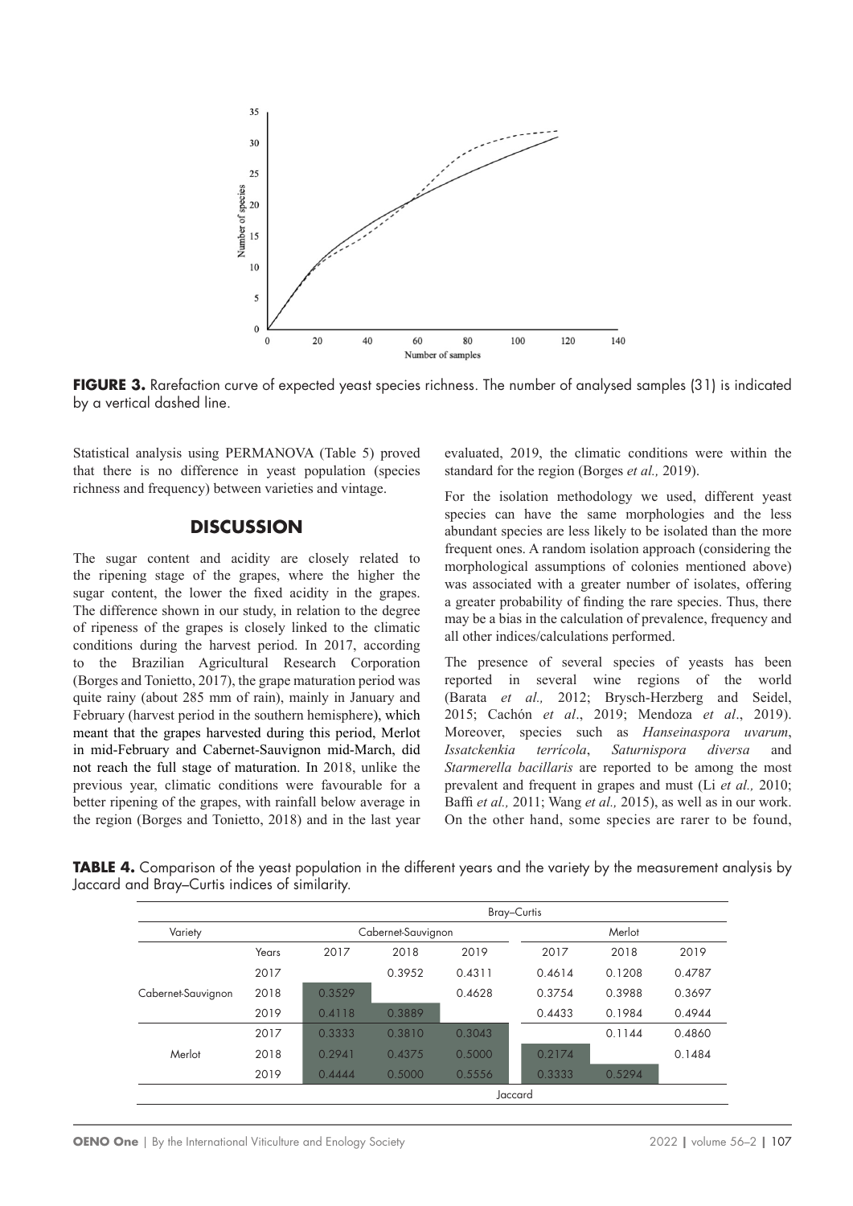FIGURE 3. Rarefaction curve of expected yeast species richness. The number of analysed samples (31) is indicated by a vertical dashed line.

Statistical analysis using PERMANOVA (Table 5) proved that there is no difference in yeast population (species richness and frequency) between varieties and vintage.

## DISCUSSION

The sugar content and acidity are closely related to the ripening stage of the grapes, where the higher the sugar content, the lower the fixed acidity in the grapes. The difference shown in our study, in relation to the degree of ripeness of the grapes is closely linked to the climatic conditions during the harvest period. In 2017, according to the Brazilian Agricultural Research Corporation (Borges and Tonietto, 2017), the grape maturation period was quite rainy (about 285 mm of rain), mainly in January and February (harvest period in the southern hemisphere), which meant that the grapes harvested during this period, Merlot in mid-February and Cabernet-Sauvignon mid-March, did not reach the full stage of maturation. In 2018, unlike the previous year, climatic conditions were favourable for a better ripening of the grapes, with rainfall below average in the region (Borges and Tonietto, 2018) and in the last year evaluated, 2019, the climatic conditions were within the standard for the region (Borges *et al.,* 2019).

For the isolation methodology we used, different yeast species can have the same morphologies and the less abundant species are less likely to be isolated than the more frequent ones. A random isolation approach (considering the morphological assumptions of colonies mentioned above) was associated with a greater number of isolates, offering a greater probability of finding the rare species. Thus, there may be a bias in the calculation of prevalence, frequency and all other indices/calculations performed.

The presence of several species of yeasts has been reported in several wine regions of the world (Barata *et al.,* 2012; Brysch-Herzberg and Seidel, 2015; Cachón *et al*., 2019; Mendoza *et al*., 2019). Moreover, species such as *Hanseinaspora uvarum*, *Issatckenkia terrícola*, *Saturnispora diversa* and *Starmerella bacillaris* are reported to be among the most prevalent and frequent in grapes and must (Li *et al.,* 2010; Baffi *et al.,* 2011; Wang *et al.,* 2015), as well as in our work. On the other hand, some species are rarer to be found,

**TABLE 4.** Comparison of the yeast population in the different years and the variety by the measurement analysis by Jaccard and Bray–Curtis indices of similarity.

| | | Bray–Curtis | | | | | |
|---|---|---|---|---|---|---|---|
| Variety | | Cabernet-Sauvignon | | | Merlot | | |
| | Years | 2017 | 2018 | 2019 | 2017 | 2018 | 2019 |
| Cabernet-Sauvignon | 2017 | | 0.3952 | 0.4311 | 0.4614 | 0.1208 | 0.4787 |
| | 2018 | 0.3529 | | 0.4628 | 0.3754 | 0.3988 | 0.3697 |
| | 2019 | 0.4118 | 0.3889 | | 0.4433 | 0.1984 | 0.4944 |
| Merlot | 2017 | 0.3333 | 0.3810 | 0.3043 | | 0.1144 | 0.4860 |
| | 2018 | 0.2941 | 0.4375 | 0.5000 | 0.2174 | | 0.1484 |
| | 2019 | 0.4444 | 0.5000 | 0.5556 | 0.3333 | 0.5294 | |
| | | Jaccard | | | | | |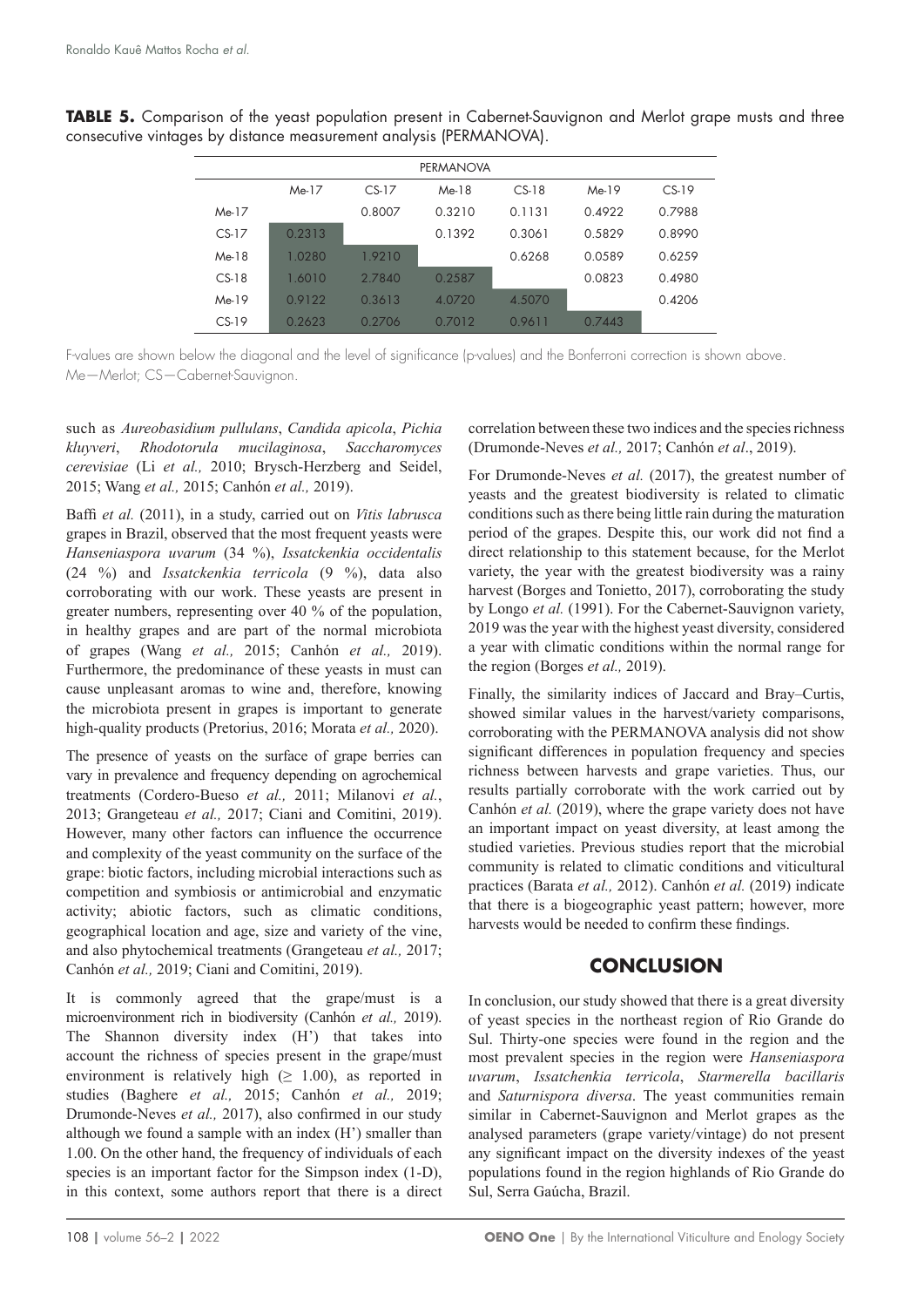**TABLE 5.** Comparison of the yeast population present in Cabernet-Sauvignon and Merlot grape musts and three consecutive vintages by distance measurement analysis (PERMANOVA).

| PERMANOVA | | | | | | |
|---|---|---|---|---|---|---|
| | Me-17 | CS-17 | Me-18 | CS-18 | Me-19 | CS-19 |
| Me-17 | | 0.8007 | 0.3210 | 0.1131 | 0.4922 | 0.7988 |
| CS-17 | 0.2313 | | 0.1392 | 0.3061 | 0.5829 | 0.8990 |
| Me-18 | 1.0280 | 1.9210 | | 0.6268 | 0.0589 | 0.6259 |
| CS-18 | 1.6010 | 2.7840 | 0.2587 | | 0.0823 | 0.4980 |
| Me-19 | 0.9122 | 0.3613 | 4.0720 | 4.5070 | | 0.4206 |
| CS-19 | 0.2623 | 0.2706 | 0.7012 | 0.9611 | 0.7443 | |

F-values are shown below the diagonal and the level of significance (p-values) and the Bonferroni correction is shown above. Me—Merlot; CS—Cabernet-Sauvignon.

such as *Aureobasidium pullulans*, *Candida apicola*, *Pichia kluyveri*, *Rhodotorula mucilaginosa*, *Saccharomyces cerevisiae* (Li *et al.,* 2010; Brysch-Herzberg and Seidel, 2015; Wang *et al.,* 2015; Canhón *et al.,* 2019).

Baffi *et al.* (2011), in a study, carried out on *Vitis labrusca* grapes in Brazil, observed that the most frequent yeasts were *Hanseniaspora uvarum* (34 %), *Issatckenkia occidentalis* (24 %) and *Issatckenkia terricola* (9 %), data also corroborating with our work. These yeasts are present in greater numbers, representing over 40 % of the population, in healthy grapes and are part of the normal microbiota of grapes (Wang *et al.,* 2015; Canhón *et al.,* 2019). Furthermore, the predominance of these yeasts in must can cause unpleasant aromas to wine and, therefore, knowing the microbiota present in grapes is important to generate high-quality products (Pretorius, 2016; Morata *et al.,* 2020).

The presence of yeasts on the surface of grape berries can vary in prevalence and frequency depending on agrochemical treatments (Cordero-Bueso *et al.,* 2011; Milanovi *et al.*, 2013; Grangeteau *et al.,* 2017; Ciani and Comitini, 2019). However, many other factors can influence the occurrence and complexity of the yeast community on the surface of the grape: biotic factors, including microbial interactions such as competition and symbiosis or antimicrobial and enzymatic activity; abiotic factors, such as climatic conditions, geographical location and age, size and variety of the vine, and also phytochemical treatments (Grangeteau *et al.,* 2017; Canhón *et al.,* 2019; Ciani and Comitini, 2019).

It is commonly agreed that the grape/must is a microenvironment rich in biodiversity (Canhón *et al.,* 2019). The Shannon diversity index (H') that takes into account the richness of species present in the grape/must environment is relatively high ($\geq$ 1.00), as reported in studies (Baghere *et al.,* 2015; Canhón *et al.,* 2019; Drumonde-Neves *et al.,* 2017), also confirmed in our study although we found a sample with an index (H') smaller than 1.00. On the other hand, the frequency of individuals of each species is an important factor for the Simpson index (1-D), in this context, some authors report that there is a direct correlation between these two indices and the species richness (Drumonde-Neves *et al.,* 2017; Canhón *et al*., 2019).

For Drumonde-Neves *et al.* (2017), the greatest number of yeasts and the greatest biodiversity is related to climatic conditions such as there being little rain during the maturation period of the grapes. Despite this, our work did not find a direct relationship to this statement because, for the Merlot variety, the year with the greatest biodiversity was a rainy harvest (Borges and Tonietto, 2017), corroborating the study by Longo *et al.* (1991). For the Cabernet-Sauvignon variety, 2019 was the year with the highest yeast diversity, considered a year with climatic conditions within the normal range for the region (Borges *et al.,* 2019).

Finally, the similarity indices of Jaccard and Bray–Curtis, showed similar values in the harvest/variety comparisons, corroborating with the PERMANOVA analysis did not show significant differences in population frequency and species richness between harvests and grape varieties. Thus, our results partially corroborate with the work carried out by Canhón *et al.* (2019), where the grape variety does not have an important impact on yeast diversity, at least among the studied varieties. Previous studies report that the microbial community is related to climatic conditions and viticultural practices (Barata *et al.,* 2012). Canhón *et al.* (2019) indicate that there is a biogeographic yeast pattern; however, more harvests would be needed to confirm these findings.

## CONCLUSION

In conclusion, our study showed that there is a great diversity of yeast species in the northeast region of Rio Grande do Sul. Thirty-one species were found in the region and the most prevalent species in the region were *Hanseniaspora uvarum*, *Issatchenkia terricola*, *Starmerella bacillaris* and *Saturnispora diversa*. The yeast communities remain similar in Cabernet-Sauvignon and Merlot grapes as the analysed parameters (grape variety/vintage) do not present any significant impact on the diversity indexes of the yeast populations found in the region highlands of Rio Grande do Sul, Serra Gaúcha, Brazil.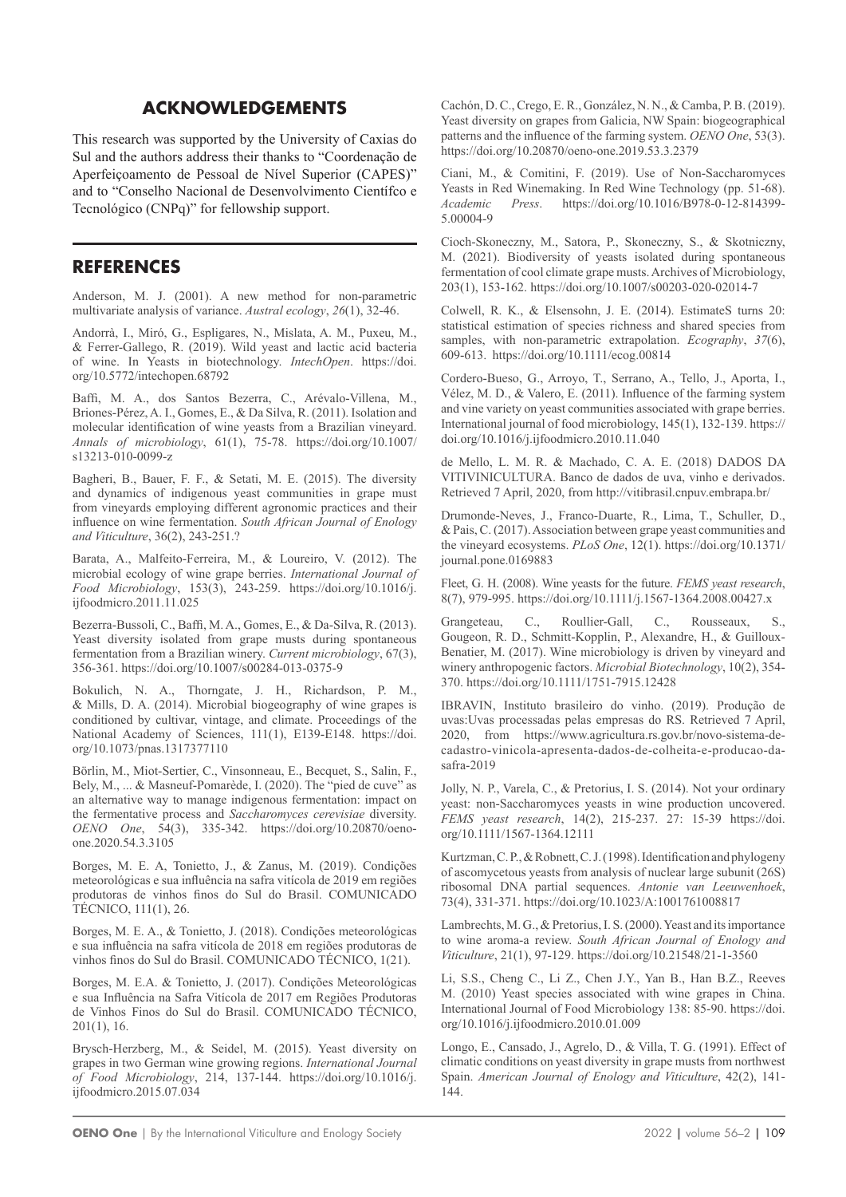## ACKNOWLEDGEMENTS

This research was supported by the University of Caxias do Sul and the authors address their thanks to "Coordenação de Aperfeiçoamento de Pessoal de Nível Superior (CAPES)" and to "Conselho Nacional de Desenvolvimento Científco e Tecnológico (CNPq)" for fellowship support.

## REFERENCES

Anderson, M. J. (2001). A new method for non‐parametric multivariate analysis of variance. *Austral ecology*, *26*(1), 32-46.

Andorrà, I., Miró, G., Espligares, N., Mislata, A. M., Puxeu, M., & Ferrer-Gallego, R. (2019). Wild yeast and lactic acid bacteria of wine. In Yeasts in biotechnology. *IntechOpen*. https://doi.org/10.5772/intechopen.68792

Baffi, M. A., dos Santos Bezerra, C., Arévalo-Villena, M., Briones-Pérez, A. I., Gomes, E., & Da Silva, R. (2011). Isolation and molecular identification of wine yeasts from a Brazilian vineyard. *Annals of microbiology*, 61(1), 75-78. https://doi.org/10.1007/s13213-010-0099-z

Bagheri, B., Bauer, F. F., & Setati, M. E. (2015). The diversity and dynamics of indigenous yeast communities in grape must from vineyards employing different agronomic practices and their influence on wine fermentation. *South African Journal of Enology and Viticulture*, 36(2), 243-251.?

Barata, A., Malfeito-Ferreira, M., & Loureiro, V. (2012). The microbial ecology of wine grape berries. *International Journal of Food Microbiology*, 153(3), 243-259. https://doi.org/10.1016/j.ijfoodmicro.2011.11.025

Bezerra-Bussoli, C., Baffi, M. A., Gomes, E., & Da-Silva, R. (2013). Yeast diversity isolated from grape musts during spontaneous fermentation from a Brazilian winery. *Current microbiology*, 67(3), 356-361. https://doi.org/10.1007/s00284-013-0375-9

Bokulich, N. A., Thorngate, J. H., Richardson, P. M., & Mills, D. A. (2014). Microbial biogeography of wine grapes is conditioned by cultivar, vintage, and climate. Proceedings of the National Academy of Sciences, 111(1), E139-E148. https://doi.org/10.1073/pnas.1317377110

Börlin, M., Miot-Sertier, C., Vinsonneau, E., Becquet, S., Salin, F., Bely, M., ... & Masneuf-Pomarède, I. (2020). The "pied de cuve" as an alternative way to manage indigenous fermentation: impact on the fermentative process and *Saccharomyces cerevisiae* diversity. *OENO One*, 54(3), 335-342. https://doi.org/10.20870/oeno-one.2020.54.3.3105

Borges, M. E. A, Tonietto, J., & Zanus, M. (2019). Condições meteorológicas e sua influência na safra vitícola de 2019 em regiões produtoras de vinhos finos do Sul do Brasil. COMUNICADO TÉCNICO, 111(1), 26.

Borges, M. E. A., & Tonietto, J. (2018). Condições meteorológicas e sua influência na safra vitícola de 2018 em regiões produtoras de vinhos finos do Sul do Brasil. COMUNICADO TÉCNICO, 1(21).

Borges, M. E.A. & Tonietto, J. (2017). Condições Meteorológicas e sua Influência na Safra Vitícola de 2017 em Regiões Produtoras de Vinhos Finos do Sul do Brasil. COMUNICADO TÉCNICO, 201(1), 16.

Brysch-Herzberg, M., & Seidel, M. (2015). Yeast diversity on grapes in two German wine growing regions. *International Journal of Food Microbiology*, 214, 137-144. https://doi.org/10.1016/j.ijfoodmicro.2015.07.034

Cachón, D. C., Crego, E. R., González, N. N., & Camba, P. B. (2019). Yeast diversity on grapes from Galicia, NW Spain: biogeographical patterns and the influence of the farming system. *OENO One*, 53(3). https://doi.org/10.20870/oeno-one.2019.53.3.2379

Ciani, M., & Comitini, F. (2019). Use of Non-Saccharomyces Yeasts in Red Winemaking. In Red Wine Technology (pp. 51-68). *Academic Press*. https://doi.org/10.1016/B978-0-12-814399-5.00004-9

Cioch-Skoneczny, M., Satora, P., Skoneczny, S., & Skotniczny, M. (2021). Biodiversity of yeasts isolated during spontaneous fermentation of cool climate grape musts. Archives of Microbiology, 203(1), 153-162. https://doi.org/10.1007/s00203-020-02014-7

Colwell, R. K., & Elsensohn, J. E. (2014). EstimateS turns 20: statistical estimation of species richness and shared species from samples, with non‐parametric extrapolation. *Ecography*, *37*(6), 609-613. https://doi.org/10.1111/ecog.00814

Cordero-Bueso, G., Arroyo, T., Serrano, A., Tello, J., Aporta, I., Vélez, M. D., & Valero, E. (2011). Influence of the farming system and vine variety on yeast communities associated with grape berries. International journal of food microbiology, 145(1), 132-139. https://doi.org/10.1016/j.ijfoodmicro.2010.11.040

de Mello, L. M. R. & Machado, C. A. E. (2018) DADOS DA VITIVINICULTURA. Banco de dados de uva, vinho e derivados. Retrieved 7 April, 2020, from http://vitibrasil.cnpuv.embrapa.br/

Drumonde-Neves, J., Franco-Duarte, R., Lima, T., Schuller, D., & Pais, C. (2017). Association between grape yeast communities and the vineyard ecosystems. *PLoS One*, 12(1). https://doi.org/10.1371/journal.pone.0169883

Fleet, G. H. (2008). Wine yeasts for the future. *FEMS yeast research*, 8(7), 979-995. https://doi.org/10.1111/j.1567-1364.2008.00427.x

Grangeteau, C., Roullier-Gall, C., Rousseaux, S., Gougeon, R. D., Schmitt-Kopplin, P., Alexandre, H., & Guilloux-Benatier, M. (2017). Wine microbiology is driven by vineyard and winery anthropogenic factors. *Microbial Biotechnology*, 10(2), 354-370. https://doi.org/10.1111/1751-7915.12428

IBRAVIN, Instituto brasileiro do vinho. (2019). Produção de uvas:Uvas processadas pelas empresas do RS. Retrieved 7 April, 2020, from https://www.agricultura.rs.gov.br/novo-sistema-de-cadastro-vinicola-apresenta-dados-de-colheita-e-producao-da-safra-2019

Jolly, N. P., Varela, C., & Pretorius, I. S. (2014). Not your ordinary yeast: non-Saccharomyces yeasts in wine production uncovered. *FEMS yeast research*, 14(2), 215-237. 27: 15-39 https://doi.org/10.1111/1567-1364.12111

Kurtzman, C. P., & Robnett, C. J. (1998). Identification and phylogeny of ascomycetous yeasts from analysis of nuclear large subunit (26S) ribosomal DNA partial sequences. *Antonie van Leeuwenhoek*, 73(4), 331-371. https://doi.org/10.1023/A:1001761008817

Lambrechts, M. G., & Pretorius, I. S. (2000). Yeast and its importance to wine aroma-a review. *South African Journal of Enology and Viticulture*, 21(1), 97-129. https://doi.org/10.21548/21-1-3560

Li, S.S., Cheng C., Li Z., Chen J.Y., Yan B., Han B.Z., Reeves M. (2010) Yeast species associated with wine grapes in China. International Journal of Food Microbiology 138: 85-90. https://doi.org/10.1016/j.ijfoodmicro.2010.01.009

Longo, E., Cansado, J., Agrelo, D., & Villa, T. G. (1991). Effect of climatic conditions on yeast diversity in grape musts from northwest Spain. *American Journal of Enology and Viticulture*, 42(2), 141-144.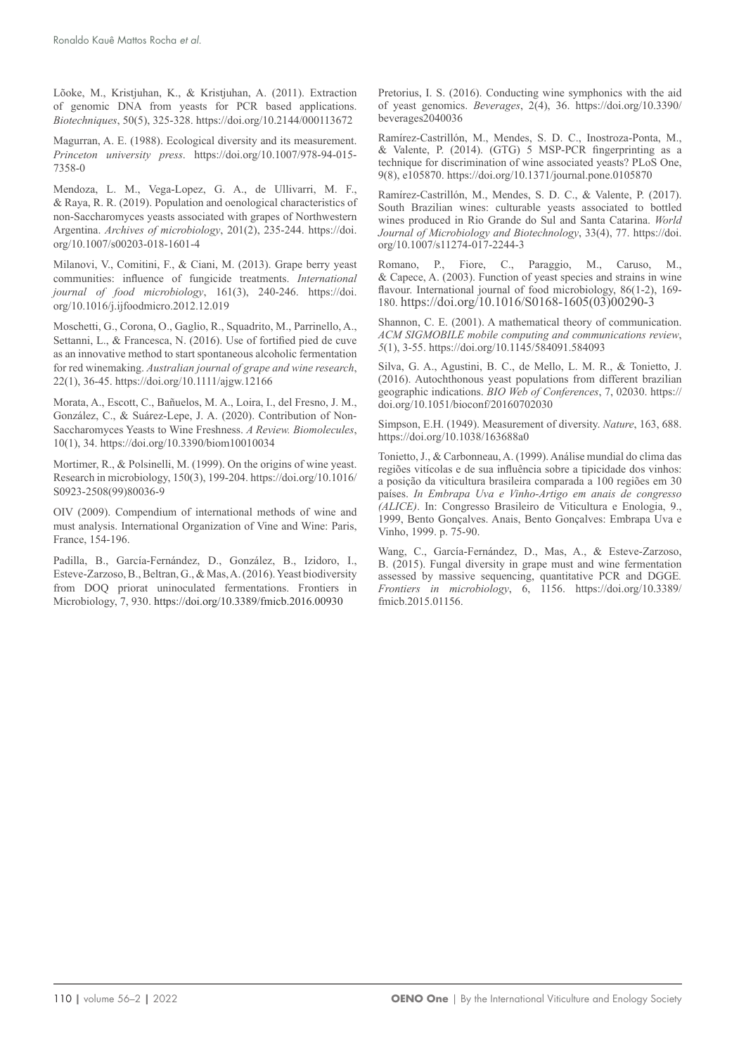Lõoke, M., Kristjuhan, K., & Kristjuhan, A. (2011). Extraction of genomic DNA from yeasts for PCR based applications. *Biotechniques*, 50(5), 325-328. https://doi.org/10.2144/000113672

Magurran, A. E. (1988). Ecological diversity and its measurement. *Princeton university press*. https://doi.org/10.1007/978-94-015-7358-0

Mendoza, L. M., Vega-Lopez, G. A., de Ullivarri, M. F., & Raya, R. R. (2019). Population and oenological characteristics of non-Saccharomyces yeasts associated with grapes of Northwestern Argentina. *Archives of microbiology*, 201(2), 235-244. https://doi.org/10.1007/s00203-018-1601-4

Milanovi, V., Comitini, F., & Ciani, M. (2013). Grape berry yeast communities: influence of fungicide treatments. *International journal of food microbiology*, 161(3), 240-246. https://doi.org/10.1016/j.ijfoodmicro.2012.12.019

Moschetti, G., Corona, O., Gaglio, R., Squadrito, M., Parrinello, A., Settanni, L., & Francesca, N. (2016). Use of fortified pied de cuve as an innovative method to start spontaneous alcoholic fermentation for red winemaking. *Australian journal of grape and wine research*, 22(1), 36-45. https://doi.org/10.1111/ajgw.12166

Morata, A., Escott, C., Bañuelos, M. A., Loira, I., del Fresno, J. M., González, C., & Suárez-Lepe, J. A. (2020). Contribution of Non-Saccharomyces Yeasts to Wine Freshness. *A Review. Biomolecules*, 10(1), 34. https://doi.org/10.3390/biom10010034

Mortimer, R., & Polsinelli, M. (1999). On the origins of wine yeast. Research in microbiology, 150(3), 199-204. https://doi.org/10.1016/S0923-2508(99)80036-9

OIV (2009). Compendium of international methods of wine and must analysis. International Organization of Vine and Wine: Paris, France, 154-196.

Padilla, B., García-Fernández, D., González, B., Izidoro, I., Esteve-Zarzoso, B., Beltran, G., & Mas, A. (2016). Yeast biodiversity from DOQ priorat uninoculated fermentations. Frontiers in Microbiology, 7, 930. https://doi.org/10.3389/fmicb.2016.00930

Pretorius, I. S. (2016). Conducting wine symphonics with the aid of yeast genomics. *Beverages*, 2(4), 36. https://doi.org/10.3390/beverages2040036

Ramírez-Castrillón, M., Mendes, S. D. C., Inostroza-Ponta, M., & Valente, P. (2014). (GTG) 5 MSP-PCR fingerprinting as a technique for discrimination of wine associated yeasts? PLoS One, 9(8), e105870. https://doi.org/10.1371/journal.pone.0105870

Ramírez-Castrillón, M., Mendes, S. D. C., & Valente, P. (2017). South Brazilian wines: culturable yeasts associated to bottled wines produced in Rio Grande do Sul and Santa Catarina. *World Journal of Microbiology and Biotechnology*, 33(4), 77. https://doi.org/10.1007/s11274-017-2244-3

Romano, P., Fiore, C., Paraggio, M., Caruso, M., & Capece, A. (2003). Function of yeast species and strains in wine flavour. International journal of food microbiology, 86(1-2), 169-180. https://doi.org/10.1016/S0168-1605(03)00290-3

Shannon, C. E. (2001). A mathematical theory of communication. *ACM SIGMOBILE mobile computing and communications review*, *5*(1), 3-55. https://doi.org/10.1145/584091.584093

Silva, G. A., Agustini, B. C., de Mello, L. M. R., & Tonietto, J. (2016). Autochthonous yeast populations from different brazilian geographic indications. *BIO Web of Conferences*, 7, 02030. https://doi.org/10.1051/bioconf/20160702030

Simpson, E.H. (1949). Measurement of diversity. *Nature*, 163, 688. https://doi.org/10.1038/163688a0

Tonietto, J., & Carbonneau, A. (1999). Análise mundial do clima das regiões vitícolas e de sua influência sobre a tipicidade dos vinhos: a posição da viticultura brasileira comparada a 100 regiões em 30 países. *In Embrapa Uva e Vinho-Artigo em anais de congresso (ALICE)*. In: Congresso Brasileiro de Viticultura e Enologia, 9., 1999, Bento Gonçalves. Anais, Bento Gonçalves: Embrapa Uva e Vinho, 1999. p. 75-90.

Wang, C., García-Fernández, D., Mas, A., & Esteve-Zarzoso, B. (2015). Fungal diversity in grape must and wine fermentation assessed by massive sequencing, quantitative PCR and DGGE. *Frontiers in microbiology*, 6, 1156. https://doi.org/10.3389/fmicb.2015.01156.